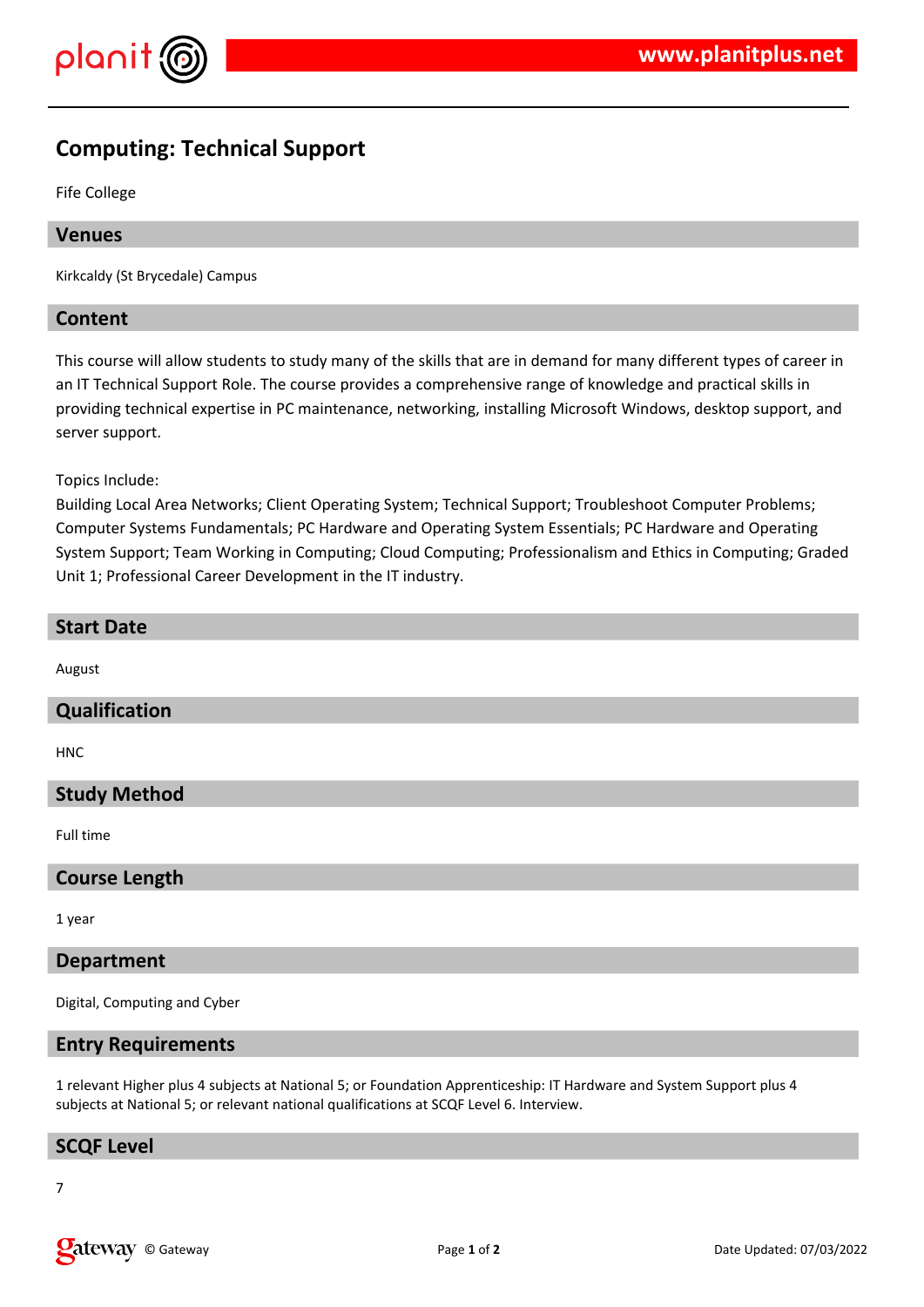# Computing: Technical Support

Fife College

## Venues

Kirkcaldy (St Brycedale) Campus

## Content

This course will allow students to study many of the skills that are in demand for many different types of career in an IT Technical Support Role. The course provides a comprehensive range of knowledge and practical skills in providing technical expertise in PC maintenance, networking, installing Microsoft Windows, desktop support, and server support.

Topics Include:
Building Local Area Networks; Client Operating System; Technical Support; Troubleshoot Computer Problems; Computer Systems Fundamentals; PC Hardware and Operating System Essentials; PC Hardware and Operating System Support; Team Working in Computing; Cloud Computing; Professionalism and Ethics in Computing; Graded Unit 1; Professional Career Development in the IT industry.

## Start Date

August

## Qualification

HNC

## Study Method

Full time

## Course Length

1 year

## Department

Digital, Computing and Cyber

## Entry Requirements

1 relevant Higher plus 4 subjects at National 5; or Foundation Apprenticeship: IT Hardware and System Support plus 4 subjects at National 5; or relevant national qualifications at SCQF Level 6. Interview.

## SCQF Level

7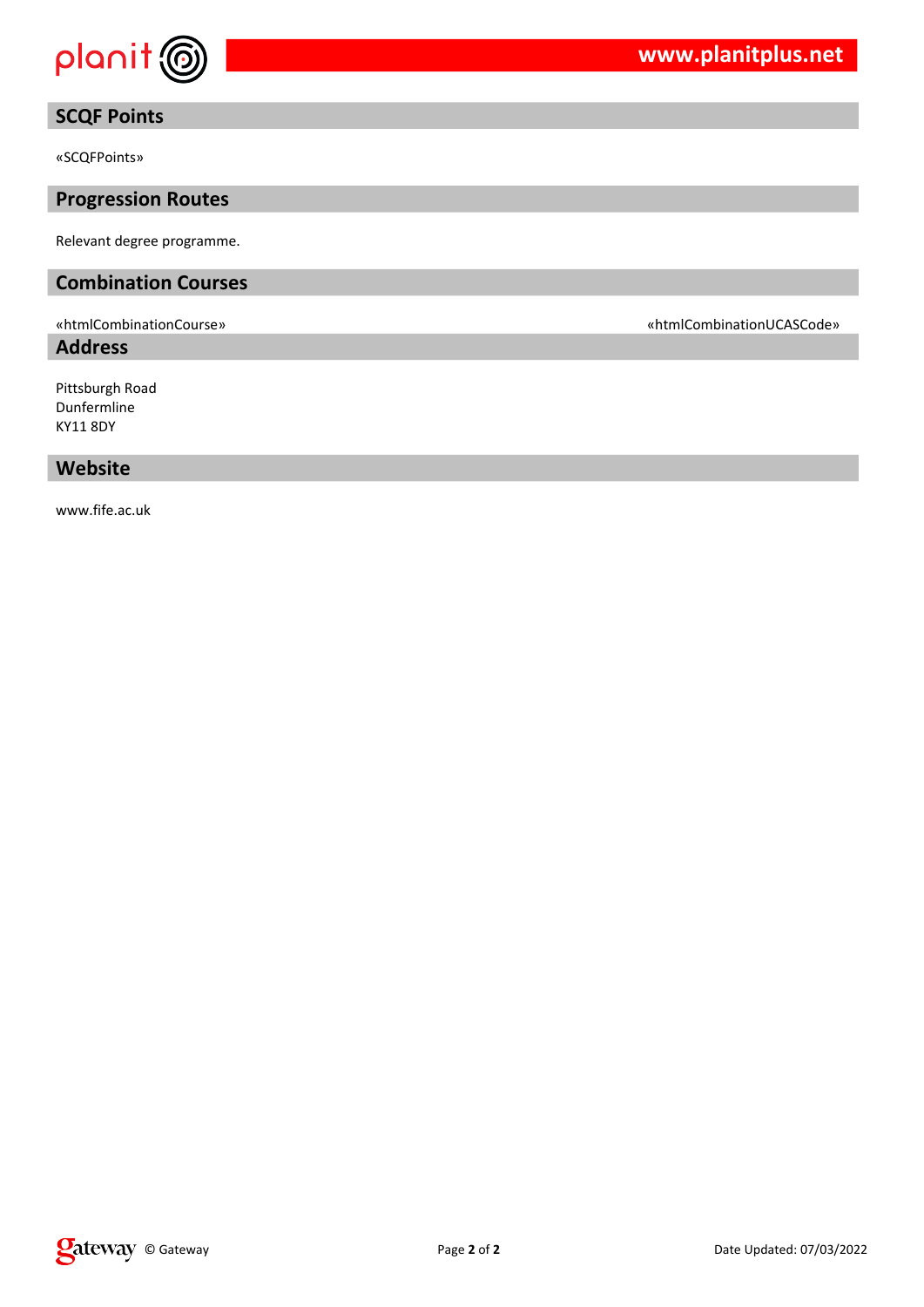## SCQF Points

«SCQFPoints»

## Progression Routes

Relevant degree programme.

## Combination Courses

«htmlCombinationCourse» «htmlCombinationUCASCode»

## Address

Pittsburgh Road
Dunfermline
KY11 8DY

## Website

www.fife.ac.uk